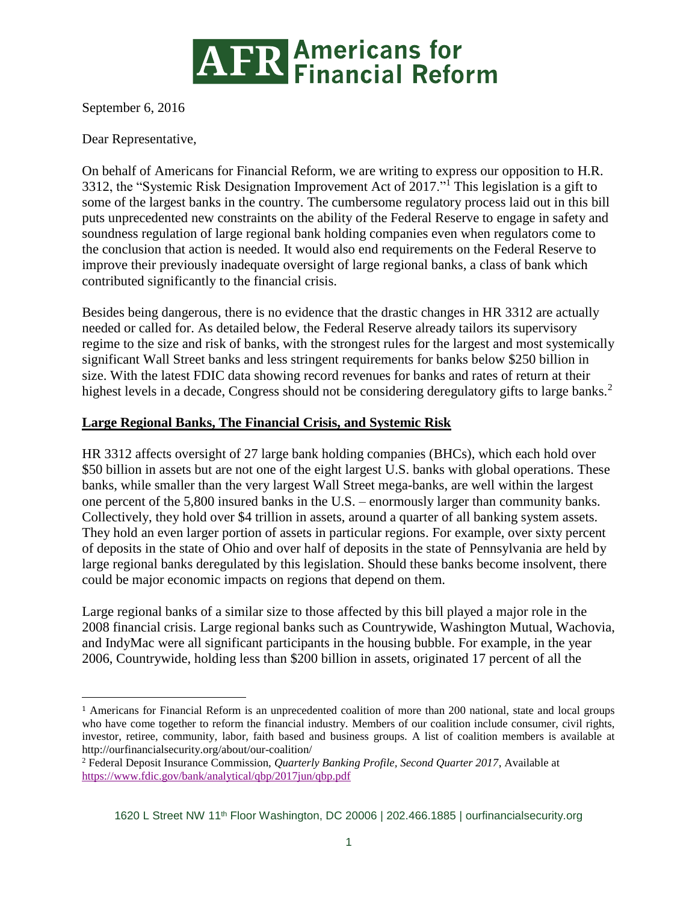# Americans for Financial Reform

September 6, 2016

Dear Representative,

On behalf of Americans for Financial Reform, we are writing to express our opposition to H.R. 3312, the "Systemic Risk Designation Improvement Act of 2017."[1] This legislation is a gift to some of the largest banks in the country. The cumbersome regulatory process laid out in this bill puts unprecedented new constraints on the ability of the Federal Reserve to engage in safety and soundness regulation of large regional bank holding companies even when regulators come to the conclusion that action is needed. It would also end requirements on the Federal Reserve to improve their previously inadequate oversight of large regional banks, a class of bank which contributed significantly to the financial crisis.

Besides being dangerous, there is no evidence that the drastic changes in HR 3312 are actually needed or called for. As detailed below, the Federal Reserve already tailors its supervisory regime to the size and risk of banks, with the strongest rules for the largest and most systemically significant Wall Street banks and less stringent requirements for banks below $250 billion in size. With the latest FDIC data showing record revenues for banks and rates of return at their highest levels in a decade, Congress should not be considering deregulatory gifts to large banks.[2]

## Large Regional Banks, The Financial Crisis, and Systemic Risk

HR 3312 affects oversight of 27 large bank holding companies (BHCs), which each hold over $50 billion in assets but are not one of the eight largest U.S. banks with global operations. These banks, while smaller than the very largest Wall Street mega-banks, are well within the largest one percent of the 5,800 insured banks in the U.S. – enormously larger than community banks. Collectively, they hold over $4 trillion in assets, around a quarter of all banking system assets. They hold an even larger portion of assets in particular regions. For example, over sixty percent of deposits in the state of Ohio and over half of deposits in the state of Pennsylvania are held by large regional banks deregulated by this legislation. Should these banks become insolvent, there could be major economic impacts on regions that depend on them.

Large regional banks of a similar size to those affected by this bill played a major role in the 2008 financial crisis. Large regional banks such as Countrywide, Washington Mutual, Wachovia, and IndyMac were all significant participants in the housing bubble. For example, in the year 2006, Countrywide, holding less than $200 billion in assets, originated 17 percent of all the

---

[1] Americans for Financial Reform is an unprecedented coalition of more than 200 national, state and local groups who have come together to reform the financial industry. Members of our coalition include consumer, civil rights, investor, retiree, community, labor, faith based and business groups. A list of coalition members is available at http://ourfinancialsecurity.org/about/our-coalition/

[2] Federal Deposit Insurance Commission, *Quarterly Banking Profile, Second Quarter 2017*, Available at https://www.fdic.gov/bank/analytical/qbp/2017jun/qbp.pdf

1620 L Street NW 11th Floor Washington, DC 20006 | 202.466.1885 | ourfinancialsecurity.org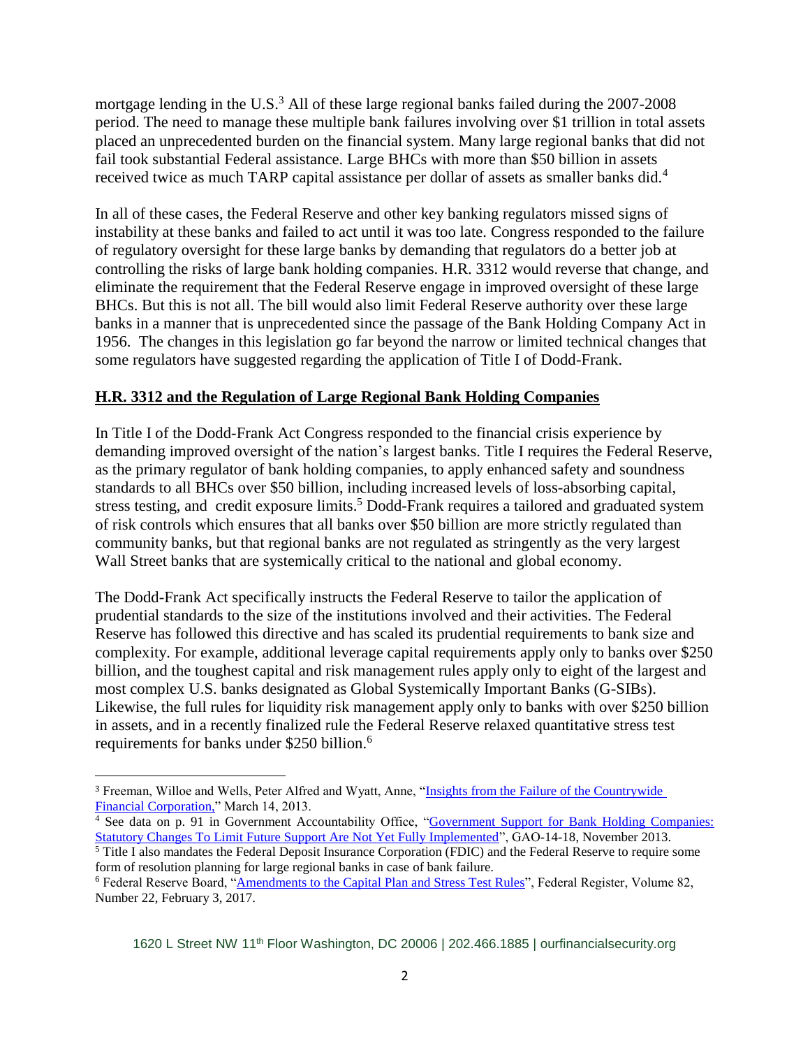mortgage lending in the U.S.[3] All of these large regional banks failed during the 2007-2008 period. The need to manage these multiple bank failures involving over $1 trillion in total assets placed an unprecedented burden on the financial system. Many large regional banks that did not fail took substantial Federal assistance. Large BHCs with more than $50 billion in assets received twice as much TARP capital assistance per dollar of assets as smaller banks did.[4]

In all of these cases, the Federal Reserve and other key banking regulators missed signs of instability at these banks and failed to act until it was too late. Congress responded to the failure of regulatory oversight for these large banks by demanding that regulators do a better job at controlling the risks of large bank holding companies. H.R. 3312 would reverse that change, and eliminate the requirement that the Federal Reserve engage in improved oversight of these large BHCs. But this is not all. The bill would also limit Federal Reserve authority over these large banks in a manner that is unprecedented since the passage of the Bank Holding Company Act in 1956. The changes in this legislation go far beyond the narrow or limited technical changes that some regulators have suggested regarding the application of Title I of Dodd-Frank.

## H.R. 3312 and the Regulation of Large Regional Bank Holding Companies

In Title I of the Dodd-Frank Act Congress responded to the financial crisis experience by demanding improved oversight of the nation's largest banks. Title I requires the Federal Reserve, as the primary regulator of bank holding companies, to apply enhanced safety and soundness standards to all BHCs over $50 billion, including increased levels of loss-absorbing capital, stress testing, and credit exposure limits.[5] Dodd-Frank requires a tailored and graduated system of risk controls which ensures that all banks over $50 billion are more strictly regulated than community banks, but that regional banks are not regulated as stringently as the very largest Wall Street banks that are systemically critical to the national and global economy.

The Dodd-Frank Act specifically instructs the Federal Reserve to tailor the application of prudential standards to the size of the institutions involved and their activities. The Federal Reserve has followed this directive and has scaled its prudential requirements to bank size and complexity. For example, additional leverage capital requirements apply only to banks over $250 billion, and the toughest capital and risk management rules apply only to eight of the largest and most complex U.S. banks designated as Global Systemically Important Banks (G-SIBs). Likewise, the full rules for liquidity risk management apply only to banks with over $250 billion in assets, and in a recently finalized rule the Federal Reserve relaxed quantitative stress test requirements for banks under $250 billion.[6]

---

[3] Freeman, Willoe and Wells, Peter Alfred and Wyatt, Anne, "Insights from the Failure of the Countrywide Financial Corporation," March 14, 2013.

[4] See data on p. 91 in Government Accountability Office, "Government Support for Bank Holding Companies: Statutory Changes To Limit Future Support Are Not Yet Fully Implemented", GAO-14-18, November 2013.

[5] Title I also mandates the Federal Deposit Insurance Corporation (FDIC) and the Federal Reserve to require some form of resolution planning for large regional banks in case of bank failure.

[6] Federal Reserve Board, "Amendments to the Capital Plan and Stress Test Rules", Federal Register, Volume 82, Number 22, February 3, 2017.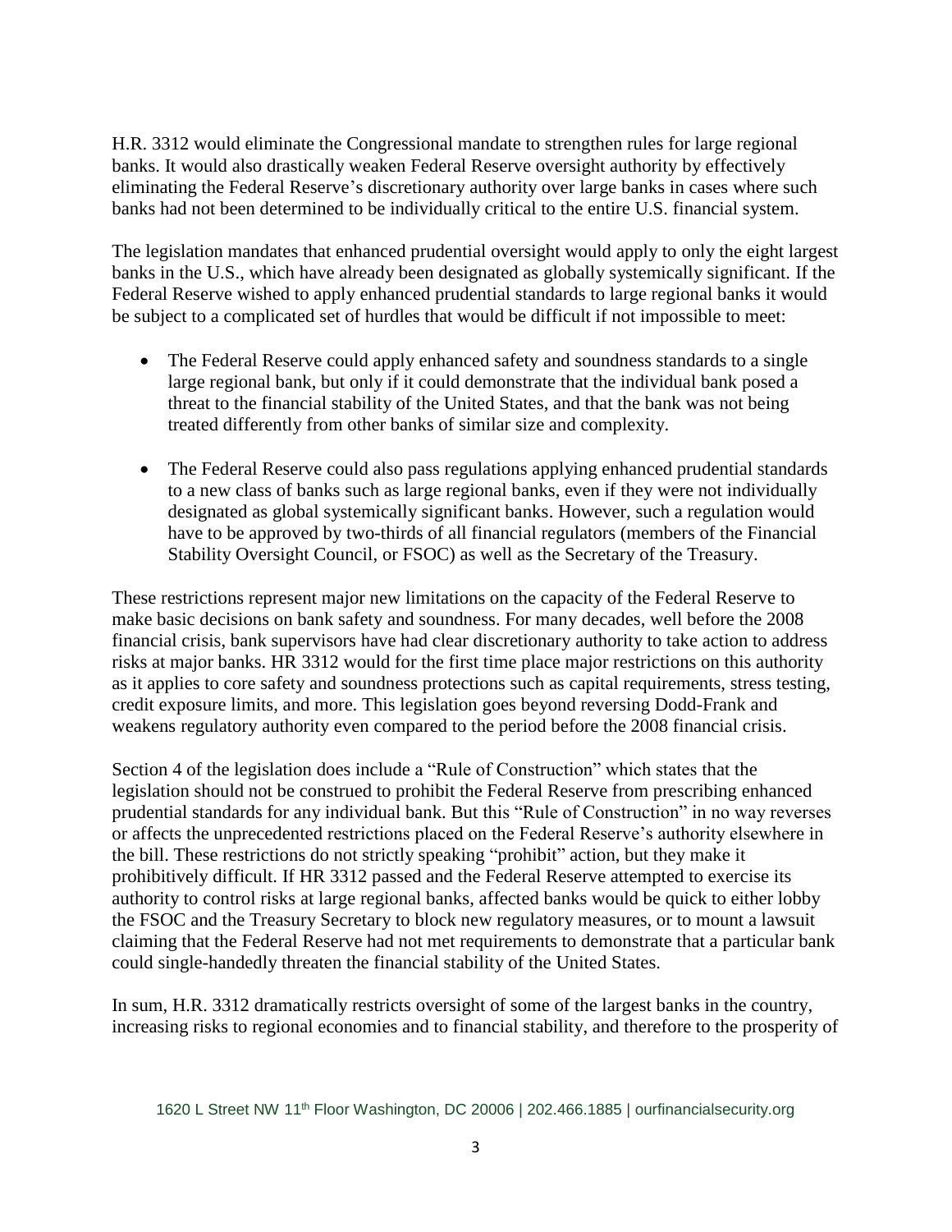H.R. 3312 would eliminate the Congressional mandate to strengthen rules for large regional banks. It would also drastically weaken Federal Reserve oversight authority by effectively eliminating the Federal Reserve's discretionary authority over large banks in cases where such banks had not been determined to be individually critical to the entire U.S. financial system.

The legislation mandates that enhanced prudential oversight would apply to only the eight largest banks in the U.S., which have already been designated as globally systemically significant. If the Federal Reserve wished to apply enhanced prudential standards to large regional banks it would be subject to a complicated set of hurdles that would be difficult if not impossible to meet:

- The Federal Reserve could apply enhanced safety and soundness standards to a single large regional bank, but only if it could demonstrate that the individual bank posed a threat to the financial stability of the United States, and that the bank was not being treated differently from other banks of similar size and complexity.

- The Federal Reserve could also pass regulations applying enhanced prudential standards to a new class of banks such as large regional banks, even if they were not individually designated as global systemically significant banks. However, such a regulation would have to be approved by two-thirds of all financial regulators (members of the Financial Stability Oversight Council, or FSOC) as well as the Secretary of the Treasury.

These restrictions represent major new limitations on the capacity of the Federal Reserve to make basic decisions on bank safety and soundness. For many decades, well before the 2008 financial crisis, bank supervisors have had clear discretionary authority to take action to address risks at major banks. HR 3312 would for the first time place major restrictions on this authority as it applies to core safety and soundness protections such as capital requirements, stress testing, credit exposure limits, and more. This legislation goes beyond reversing Dodd-Frank and weakens regulatory authority even compared to the period before the 2008 financial crisis.

Section 4 of the legislation does include a "Rule of Construction" which states that the legislation should not be construed to prohibit the Federal Reserve from prescribing enhanced prudential standards for any individual bank. But this "Rule of Construction" in no way reverses or affects the unprecedented restrictions placed on the Federal Reserve's authority elsewhere in the bill. These restrictions do not strictly speaking "prohibit" action, but they make it prohibitively difficult. If HR 3312 passed and the Federal Reserve attempted to exercise its authority to control risks at large regional banks, affected banks would be quick to either lobby the FSOC and the Treasury Secretary to block new regulatory measures, or to mount a lawsuit claiming that the Federal Reserve had not met requirements to demonstrate that a particular bank could single-handedly threaten the financial stability of the United States.

In sum, H.R. 3312 dramatically restricts oversight of some of the largest banks in the country, increasing risks to regional economies and to financial stability, and therefore to the prosperity of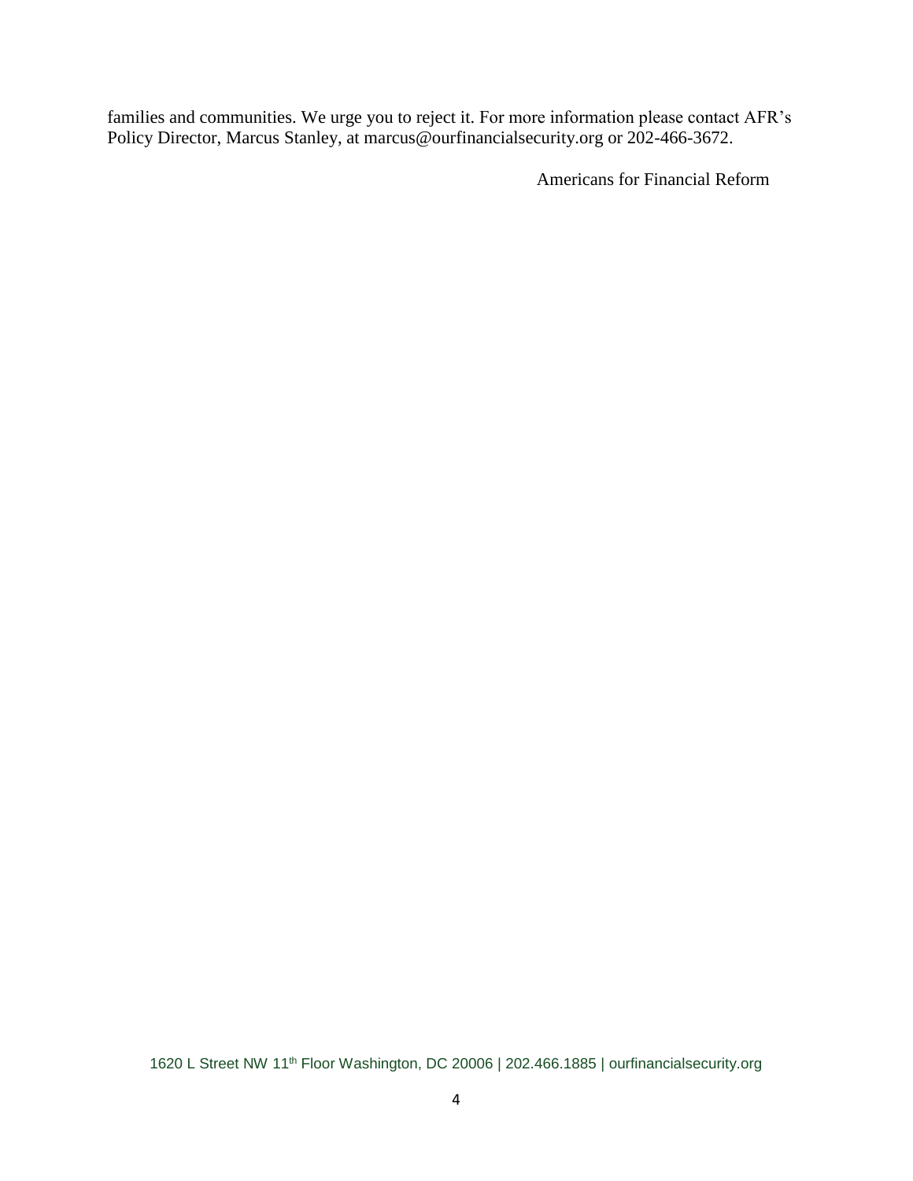families and communities. We urge you to reject it. For more information please contact AFR's Policy Director, Marcus Stanley, at marcus@ourfinancialsecurity.org or 202-466-3672.

Americans for Financial Reform